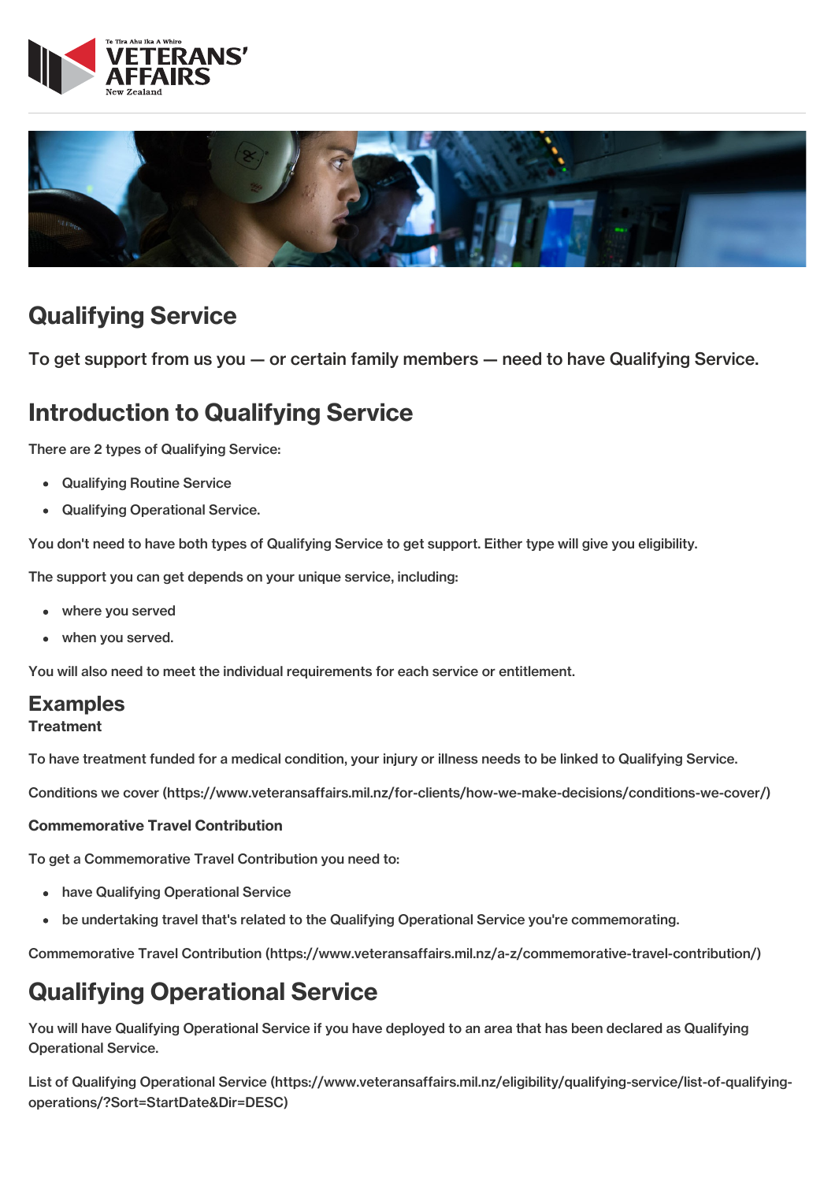# Qualifying Service

To get support from us you — or certain family members — need to have Qualifying Service.

## Introduction to Qualifying Service

There are 2 types of Qualifying Service:

- Qualifying Routine Service
- Qualifying Operational Service.

You don't need to have both types of Qualifying Service to get support. Either type will give you eligibility.

The support you can get depends on your unique service, including:

- where you served
- when you served.

You will also need to meet the individual requirements for each service or entitlement.

### Examples

**Treatment**

To have treatment funded for a medical condition, your injury or illness needs to be linked to Qualifying Service.

Conditions we cover (https://www.veteransaffairs.mil.nz/for-clients/how-we-make-decisions/conditions-we-cover/)

**Commemorative Travel Contribution**

To get a Commemorative Travel Contribution you need to:

- have Qualifying Operational Service
- be undertaking travel that's related to the Qualifying Operational Service you're commemorating.

Commemorative Travel Contribution (https://www.veteransaffairs.mil.nz/a-z/commemorative-travel-contribution/)

## Qualifying Operational Service

You will have Qualifying Operational Service if you have deployed to an area that has been declared as Qualifying Operational Service.

List of Qualifying Operational Service (https://www.veteransaffairs.mil.nz/eligibility/qualifying-service/list-of-qualifying-operations/?Sort=StartDate&Dir=DESC)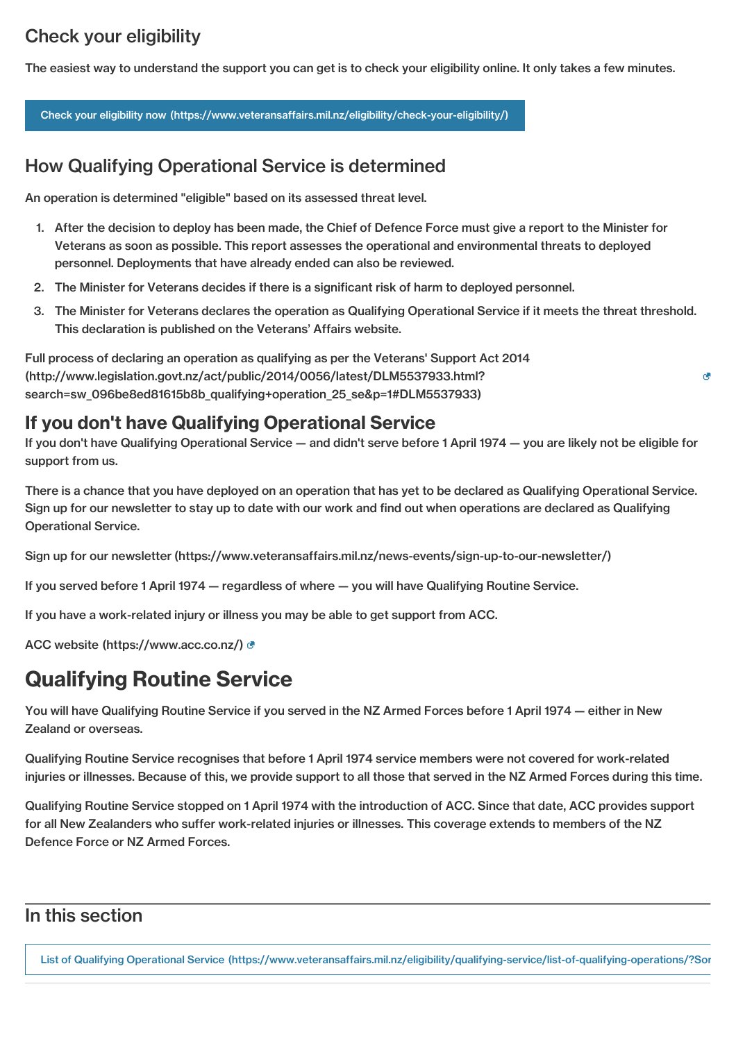## Check your eligibility

The easiest way to understand the support you can get is to check your eligibility online. It only takes a few minutes.

Check your eligibility now (https://www.veteransaffairs.mil.nz/eligibility/check-your-eligibility/)

## How Qualifying Operational Service is determined

An operation is determined "eligible" based on its assessed threat level.

1. After the decision to deploy has been made, the Chief of Defence Force must give a report to the Minister for Veterans as soon as possible. This report assesses the operational and environmental threats to deployed personnel. Deployments that have already ended can also be reviewed.
2. The Minister for Veterans decides if there is a significant risk of harm to deployed personnel.
3. The Minister for Veterans declares the operation as Qualifying Operational Service if it meets the threat threshold. This declaration is published on the Veterans' Affairs website.

Full process of declaring an operation as qualifying as per the Veterans' Support Act 2014 (http://www.legislation.govt.nz/act/public/2014/0056/latest/DLM5537933.html?search=sw_096be8ed81615b8b_qualifying+operation_25_se&p=1#DLM5537933)

## If you don't have Qualifying Operational Service

If you don't have Qualifying Operational Service — and didn't serve before 1 April 1974 — you are likely not be eligible for support from us.

There is a chance that you have deployed on an operation that has yet to be declared as Qualifying Operational Service. Sign up for our newsletter to stay up to date with our work and find out when operations are declared as Qualifying Operational Service.

Sign up for our newsletter (https://www.veteransaffairs.mil.nz/news-events/sign-up-to-our-newsletter/)

If you served before 1 April 1974 — regardless of where — you will have Qualifying Routine Service.

If you have a work-related injury or illness you may be able to get support from ACC.

ACC website (https://www.acc.co.nz/)

# Qualifying Routine Service

You will have Qualifying Routine Service if you served in the NZ Armed Forces before 1 April 1974 — either in New Zealand or overseas.

Qualifying Routine Service recognises that before 1 April 1974 service members were not covered for work-related injuries or illnesses. Because of this, we provide support to all those that served in the NZ Armed Forces during this time.

Qualifying Routine Service stopped on 1 April 1974 with the introduction of ACC. Since that date, ACC provides support for all New Zealanders who suffer work-related injuries or illnesses. This coverage extends to members of the NZ Defence Force or NZ Armed Forces.

## In this section

List of Qualifying Operational Service (https://www.veteransaffairs.mil.nz/eligibility/qualifying-service/list-of-qualifying-operations/?Sor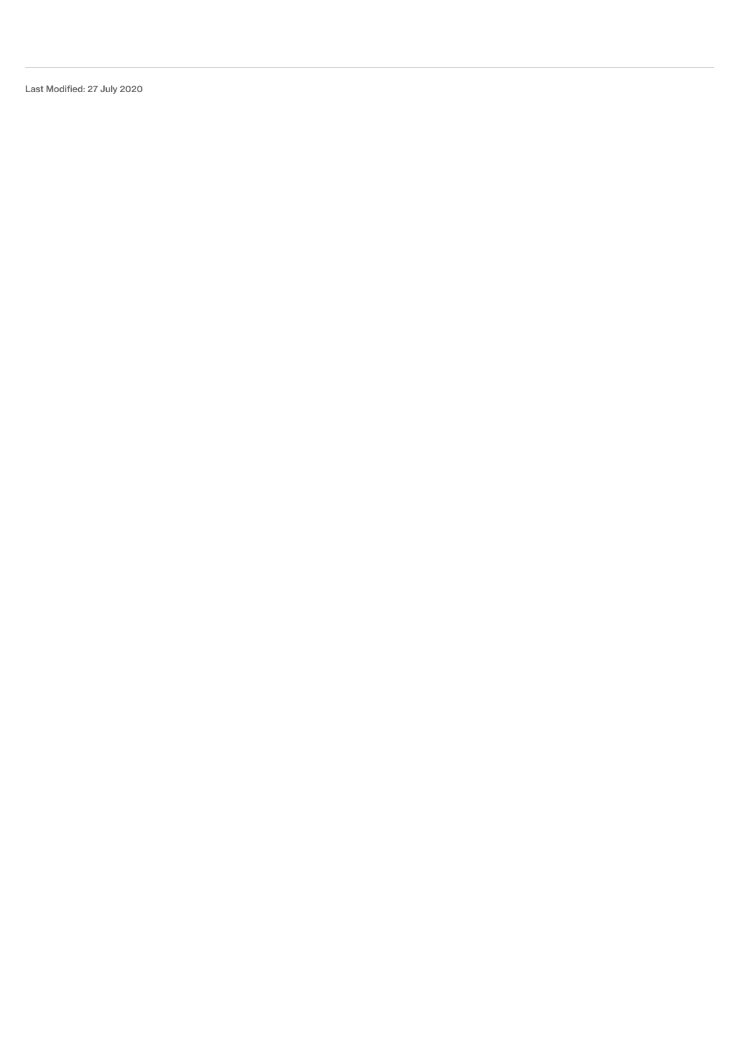---

**Last Modified: 27 July 2020**